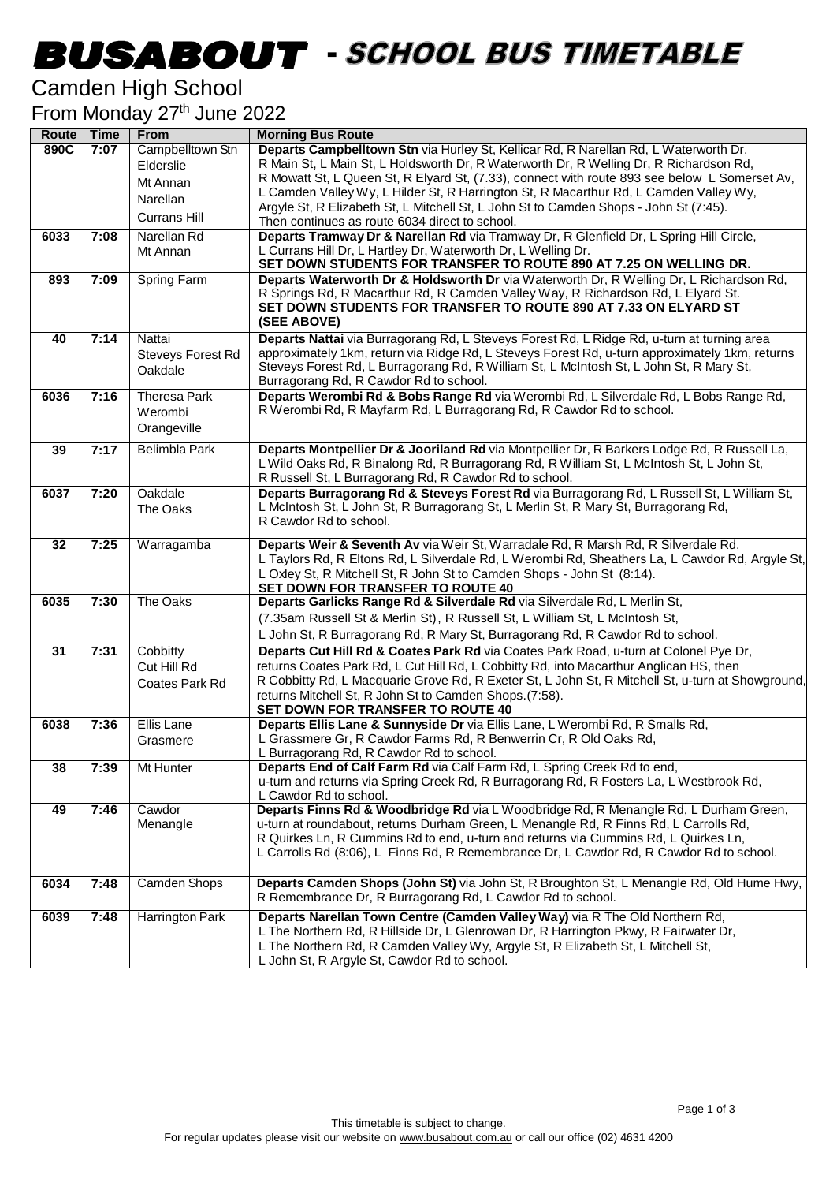# BUSABOUT - SCHOOL BUS TIMETABLE

## Camden High School

From Monday 27th June 2022

| Route | Time | From | Morning Bus Route |
|---|---|---|---|
| 890C | 7:07 | Campbelltown Stn<br>Elderslie<br>Mt Annan<br>Narellan<br>Currans Hill | **Departs Campbelltown Stn** via Hurley St, Kellicar Rd, R Narellan Rd, L Waterworth Dr, R Main St, L Main St, L Holdsworth Dr, R Waterworth Dr, R Welling Dr, R Richardson Rd, R Mowatt St, L Queen St, R Elyard St, (7.33), connect with route 893 see below L Somerset Av, L Camden Valley Wy, L Hilder St, R Harrington St, R Macarthur Rd, L Camden Valley Wy, Argyle St, R Elizabeth St, L Mitchell St, L John St to Camden Shops - John St (7:45). Then continues as route 6034 direct to school. |
| 6033 | 7:08 | Narellan Rd<br>Mt Annan | **Departs Tramway Dr & Narellan Rd** via Tramway Dr, R Glenfield Dr, L Spring Hill Circle, L Currans Hill Dr, L Hartley Dr, Waterworth Dr, L Welling Dr.<br>**SET DOWN STUDENTS FOR TRANSFER TO ROUTE 890 AT 7.25 ON WELLING DR.** |
| 893 | 7:09 | Spring Farm | **Departs Waterworth Dr & Holdsworth Dr** via Waterworth Dr, R Welling Dr, L Richardson Rd, R Springs Rd, R Macarthur Rd, R Camden Valley Way, R Richardson Rd, L Elyard St.<br>**SET DOWN STUDENTS FOR TRANSFER TO ROUTE 890 AT 7.33 ON ELYARD ST (SEE ABOVE)** |
| 40 | 7:14 | Nattai<br>Steveys Forest Rd<br>Oakdale | **Departs Nattai** via Burragorang Rd, L Steveys Forest Rd, L Ridge Rd, u-turn at turning area approximately 1km, return via Ridge Rd, L Steveys Forest Rd, u-turn approximately 1km, returns Steveys Forest Rd, L Burragorang Rd, R William St, L McIntosh St, L John St, R Mary St, Burragorang Rd, R Cawdor Rd to school. |
| 6036 | 7:16 | Theresa Park<br>Werombi<br>Orangeville | **Departs Werombi Rd & Bobs Range Rd** via Werombi Rd, L Silverdale Rd, L Bobs Range Rd, R Werombi Rd, R Mayfarm Rd, L Burragorang Rd, R Cawdor Rd to school. |
| 39 | 7:17 | Belimbla Park | **Departs Montpellier Dr & Jooriland Rd** via Montpellier Dr, R Barkers Lodge Rd, R Russell La, L Wild Oaks Rd, R Binalong Rd, R Burragorang Rd, R William St, L McIntosh St, L John St, R Russell St, L Burragorang Rd, R Cawdor Rd to school. |
| 6037 | 7:20 | Oakdale<br>The Oaks | **Departs Burragorang Rd & Steveys Forest Rd** via Burragorang Rd, L Russell St, L William St, L McIntosh St, L John St, R Burragorang St, L Merlin St, R Mary St, Burragorang Rd, R Cawdor Rd to school. |
| 32 | 7:25 | Warragamba | **Departs Weir & Seventh Av** via Weir St, Warradale Rd, R Marsh Rd, R Silverdale Rd, L Taylors Rd, R Eltons Rd, L Silverdale Rd, L Werombi Rd, Sheathers La, L Cawdor Rd, Argyle St, L Oxley St, R Mitchell St, R John St to Camden Shops - John St (8:14).<br>**SET DOWN FOR TRANSFER TO ROUTE 40** |
| 6035 | 7:30 | The Oaks | **Departs Garlicks Range Rd & Silverdale Rd** via Silverdale Rd, L Merlin St, (7.35am Russell St & Merlin St), R Russell St, L William St, L McIntosh St, L John St, R Burragorang Rd, R Mary St, Burragorang Rd, R Cawdor Rd to school. |
| 31 | 7:31 | Cobbitty<br>Cut Hill Rd<br>Coates Park Rd | **Departs Cut Hill Rd & Coates Park Rd** via Coates Park Road, u-turn at Colonel Pye Dr, returns Coates Park Rd, L Cut Hill Rd, L Cobbitty Rd, into Macarthur Anglican HS, then R Cobbitty Rd, L Macquarie Grove Rd, R Exeter St, L John St, R Mitchell St, u-turn at Showground, returns Mitchell St, R John St to Camden Shops.(7:58).<br>**SET DOWN FOR TRANSFER TO ROUTE 40** |
| 6038 | 7:36 | Ellis Lane<br>Grasmere | **Departs Ellis Lane & Sunnyside Dr** via Ellis Lane, L Werombi Rd, R Smalls Rd, L Grassmere Gr, R Cawdor Farms Rd, R Benwerrin Cr, R Old Oaks Rd, L Burragorang Rd, R Cawdor Rd to school. |
| 38 | 7:39 | Mt Hunter | **Departs End of Calf Farm Rd** via Calf Farm Rd, L Spring Creek Rd to end, u-turn and returns via Spring Creek Rd, R Burragorang Rd, R Fosters La, L Westbrook Rd, L Cawdor Rd to school. |
| 49 | 7:46 | Cawdor<br>Menangle | **Departs Finns Rd & Woodbridge Rd** via L Woodbridge Rd, R Menangle Rd, L Durham Green, u-turn at roundabout, returns Durham Green, L Menangle Rd, R Finns Rd, L Carrolls Rd, R Quirkes Ln, R Cummins Rd to end, u-turn and returns via Cummins Rd, L Quirkes Ln, L Carrolls Rd (8:06), L Finns Rd, R Remembrance Dr, L Cawdor Rd, R Cawdor Rd to school. |
| 6034 | 7:48 | Camden Shops | **Departs Camden Shops (John St)** via John St, R Broughton St, L Menangle Rd, Old Hume Hwy, R Remembrance Dr, R Burragorang Rd, L Cawdor Rd to school. |
| 6039 | 7:48 | Harrington Park | **Departs Narellan Town Centre (Camden Valley Way)** via R The Old Northern Rd, L The Northern Rd, R Hillside Dr, L Glenrowan Dr, R Harrington Pkwy, R Fairwater Dr, L The Northern Rd, R Camden Valley Wy, Argyle St, R Elizabeth St, L Mitchell St, L John St, R Argyle St, Cawdor Rd to school. |

This timetable is subject to change.
For regular updates please visit our website on www.busabout.com.au or call our office (02) 4631 4200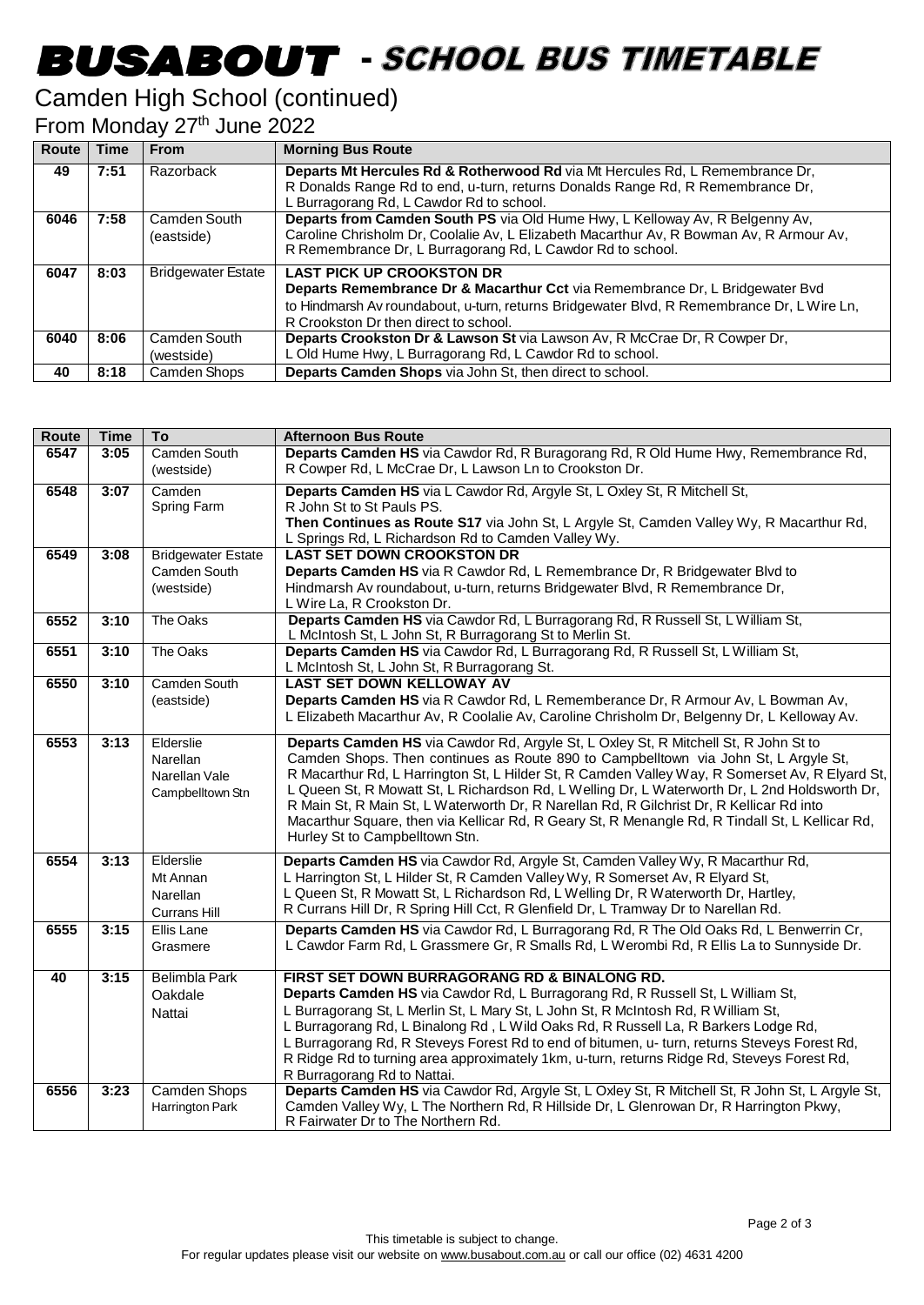# BUSABOUT - SCHOOL BUS TIMETABLE

## Camden High School (continued)

From Monday 27th June 2022

| Route | Time | From | Morning Bus Route |
|---|---|---|---|
| 49 | 7:51 | Razorback | **Departs Mt Hercules Rd & Rotherwood Rd** via Mt Hercules Rd, L Remembrance Dr, R Donalds Range Rd to end, u-turn, returns Donalds Range Rd, R Remembrance Dr, L Burragorang Rd, L Cawdor Rd to school. |
| 6046 | 7:58 | Camden South (eastside) | **Departs from Camden South PS** via Old Hume Hwy, L Kelloway Av, R Belgenny Av, Caroline Chrisholm Dr, Coolalie Av, L Elizabeth Macarthur Av, R Bowman Av, R Armour Av, R Remembrance Dr, L Burragorang Rd, L Cawdor Rd to school. |
| 6047 | 8:03 | Bridgewater Estate | **LAST PICK UP CROOKSTON DR** **Departs Remembrance Dr & Macarthur Cct** via Remembrance Dr, L Bridgewater Bvd to Hindmarsh Av roundabout, u-turn, returns Bridgewater Blvd, R Remembrance Dr, L Wire Ln, R Crookston Dr then direct to school. |
| 6040 | 8:06 | Camden South (westside) | **Departs Crookston Dr & Lawson St** via Lawson Av, R McCrae Dr, R Cowper Dr, L Old Hume Hwy, L Burragorang Rd, L Cawdor Rd to school. |
| 40 | 8:18 | Camden Shops | **Departs Camden Shops** via John St, then direct to school. |

| Route | Time | To | Afternoon Bus Route |
|---|---|---|---|
| 6547 | 3:05 | Camden South (westside) | **Departs Camden HS** via Cawdor Rd, R Buragorang Rd, R Old Hume Hwy, Remembrance Rd, R Cowper Rd, L McCrae Dr, L Lawson Ln to Crookston Dr. |
| 6548 | 3:07 | Camden Spring Farm | **Departs Camden HS** via L Cawdor Rd, Argyle St, L Oxley St, R Mitchell St, R John St to St Pauls PS. **Then Continues as Route S17** via John St, L Argyle St, Camden Valley Wy, R Macarthur Rd, L Springs Rd, L Richardson Rd to Camden Valley Wy. |
| 6549 | 3:08 | Bridgewater Estate Camden South (westside) | **LAST SET DOWN CROOKSTON DR** **Departs Camden HS** via R Cawdor Rd, L Remembrance Dr, R Bridgewater Blvd to Hindmarsh Av roundabout, u-turn, returns Bridgewater Blvd, R Remembrance Dr, L Wire La, R Crookston Dr. |
| 6552 | 3:10 | The Oaks | **Departs Camden HS** via Cawdor Rd, L Burragorang Rd, R Russell St, L William St, L McIntosh St, L John St, R Burragorang St to Merlin St. |
| 6551 | 3:10 | The Oaks | **Departs Camden HS** via Cawdor Rd, L Burragorang Rd, R Russell St, L William St, L McIntosh St, L John St, R Burragorang St. |
| 6550 | 3:10 | Camden South (eastside) | **LAST SET DOWN KELLOWAY AV** **Departs Camden HS** via R Cawdor Rd, L Rememberance Dr, R Armour Av, L Bowman Av, L Elizabeth Macarthur Av, R Coolalie Av, Caroline Chrisholm Dr, Belgenny Dr, L Kelloway Av. |
| 6553 | 3:13 | Elderslie Narellan Narellan Vale Campbelltown Stn | **Departs Camden HS** via Cawdor Rd, Argyle St, L Oxley St, R Mitchell St, R John St to Camden Shops. Then continues as Route 890 to Campbelltown via John St, L Argyle St, R Macarthur Rd, L Harrington St, L Hilder St, R Camden Valley Way, R Somerset Av, R Elyard St, L Queen St, R Mowatt St, L Richardson Rd, L Welling Dr, L Waterworth Dr, L 2nd Holdsworth Dr, R Main St, R Main St, L Waterworth Dr, R Narellan Rd, R Gilchrist Dr, R Kellicar Rd into Macarthur Square, then via Kellicar Rd, R Geary St, R Menangle Rd, R Tindall St, L Kellicar Rd, Hurley St to Campbelltown Stn. |
| 6554 | 3:13 | Elderslie Mt Annan Narellan Currans Hill | **Departs Camden HS** via Cawdor Rd, Argyle St, Camden Valley Wy, R Macarthur Rd, L Harrington St, L Hilder St, R Camden Valley Wy, R Somerset Av, R Elyard St, L Queen St, R Mowatt St, L Richardson Rd, L Welling Dr, R Waterworth Dr, Hartley, R Currans Hill Dr, R Spring Hill Cct, R Glenfield Dr, L Tramway Dr to Narellan Rd. |
| 6555 | 3:15 | Ellis Lane Grasmere | **Departs Camden HS** via Cawdor Rd, L Burragorang Rd, R The Old Oaks Rd, L Benwerrin Cr, L Cawdor Farm Rd, L Grassmere Gr, R Smalls Rd, L Werombi Rd, R Ellis La to Sunnyside Dr. |
| 40 | 3:15 | Belimbla Park Oakdale Nattai | **FIRST SET DOWN BURRAGORANG RD & BINALONG RD.** **Departs Camden HS** via Cawdor Rd, L Burragorang Rd, R Russell St, L William St, L Burragorang St, L Merlin St, L Mary St, L John St, R McIntosh Rd, R William St, L Burragorang Rd, L Binalong Rd , L Wild Oaks Rd, R Russell La, R Barkers Lodge Rd, L Burragorang Rd, R Steveys Forest Rd to end of bitumen, u- turn, returns Steveys Forest Rd, R Ridge Rd to turning area approximately 1km, u-turn, returns Ridge Rd, Steveys Forest Rd, R Burragorang Rd to Nattai. |
| 6556 | 3:23 | Camden Shops Harrington Park | **Departs Camden HS** via Cawdor Rd, Argyle St, L Oxley St, R Mitchell St, R John St, L Argyle St, Camden Valley Wy, L The Northern Rd, R Hillside Dr, L Glenrowan Dr, R Harrington Pkwy, R Fairwater Dr to The Northern Rd. |

This timetable is subject to change.
For regular updates please visit our website on www.busabout.com.au or call our office (02) 4631 4200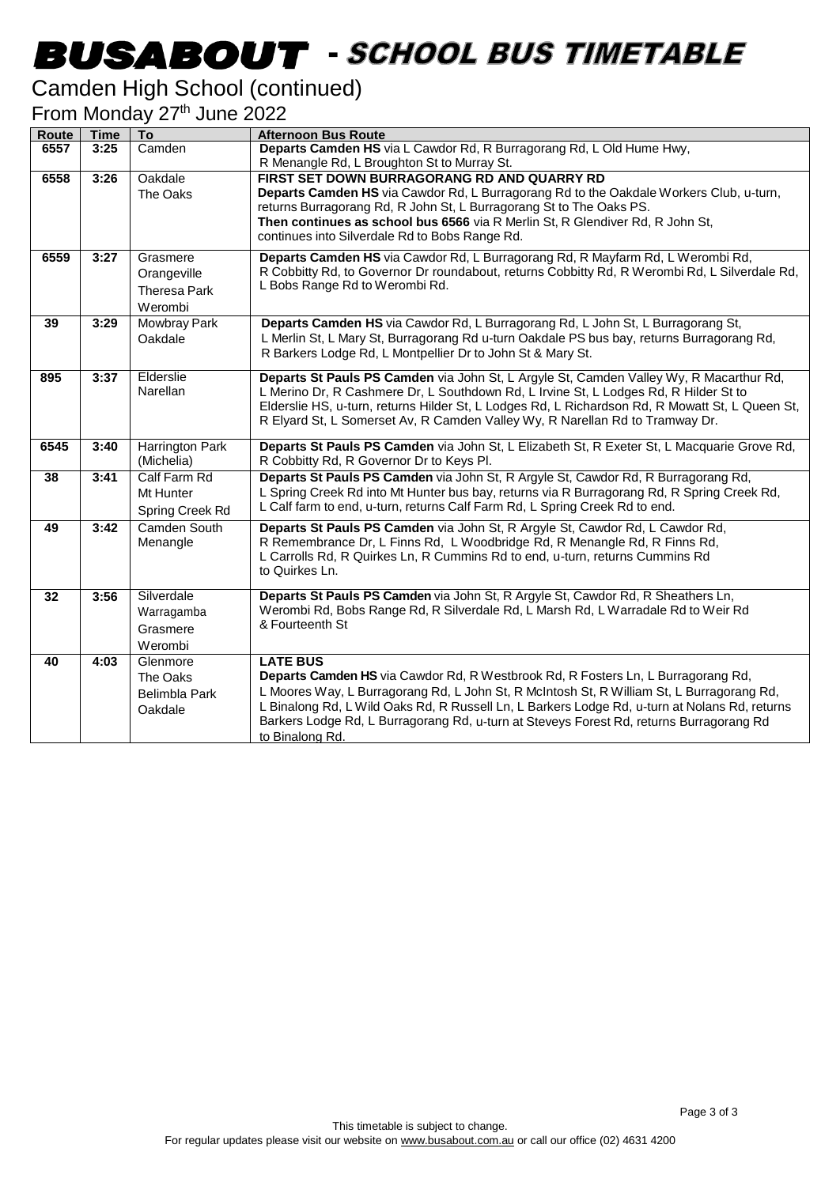# BUSABOUT - SCHOOL BUS TIMETABLE

## Camden High School (continued)

### From Monday 27th June 2022

| Route | Time | To | Afternoon Bus Route |
|---|---|---|---|
| 6557 | 3:25 | Camden | **Departs Camden HS** via L Cawdor Rd, R Burragorang Rd, L Old Hume Hwy, R Menangle Rd, L Broughton St to Murray St. |
| 6558 | 3:26 | Oakdale<br>The Oaks | **FIRST SET DOWN BURRAGORANG RD AND QUARRY RD**<br>**Departs Camden HS** via Cawdor Rd, L Burragorang Rd to the Oakdale Workers Club, u-turn, returns Burragorang Rd, R John St, L Burragorang St to The Oaks PS.<br>**Then continues as school bus 6566** via R Merlin St, R Glendiver Rd, R John St, continues into Silverdale Rd to Bobs Range Rd. |
| 6559 | 3:27 | Grasmere<br>Orangeville<br>Theresa Park<br>Werombi | **Departs Camden HS** via Cawdor Rd, L Burragorang Rd, R Mayfarm Rd, L Werombi Rd, R Cobbitty Rd, to Governor Dr roundabout, returns Cobbitty Rd, R Werombi Rd, L Silverdale Rd, L Bobs Range Rd to Werombi Rd. |
| 39 | 3:29 | Mowbray Park<br>Oakdale | **Departs Camden HS** via Cawdor Rd, L Burragorang Rd, L John St, L Burragorang St, L Merlin St, L Mary St, Burragorang Rd u-turn Oakdale PS bus bay, returns Burragorang Rd, R Barkers Lodge Rd, L Montpellier Dr to John St & Mary St. |
| 895 | 3:37 | Elderslie<br>Narellan | **Departs St Pauls PS Camden** via John St, L Argyle St, Camden Valley Wy, R Macarthur Rd, L Merino Dr, R Cashmere Dr, L Southdown Rd, L Irvine St, L Lodges Rd, R Hilder St to Elderslie HS, u-turn, returns Hilder St, L Lodges Rd, L Richardson Rd, R Mowatt St, L Queen St, R Elyard St, L Somerset Av, R Camden Valley Wy, R Narellan Rd to Tramway Dr. |
| 6545 | 3:40 | Harrington Park (Michelia) | **Departs St Pauls PS Camden** via John St, L Elizabeth St, R Exeter St, L Macquarie Grove Rd, R Cobbitty Rd, R Governor Dr to Keys Pl. |
| 38 | 3:41 | Calf Farm Rd<br>Mt Hunter<br>Spring Creek Rd | **Departs St Pauls PS Camden** via John St, R Argyle St, Cawdor Rd, R Burragorang Rd, L Spring Creek Rd into Mt Hunter bus bay, returns via R Burragorang Rd, R Spring Creek Rd, L Calf farm to end, u-turn, returns Calf Farm Rd, L Spring Creek Rd to end. |
| 49 | 3:42 | Camden South<br>Menangle | **Departs St Pauls PS Camden** via John St, R Argyle St, Cawdor Rd, L Cawdor Rd, R Remembrance Dr, L Finns Rd, L Woodbridge Rd, R Menangle Rd, R Finns Rd, L Carrolls Rd, R Quirkes Ln, R Cummins Rd to end, u-turn, returns Cummins Rd to Quirkes Ln. |
| 32 | 3:56 | Silverdale<br>Warragamba<br>Grasmere<br>Werombi | **Departs St Pauls PS Camden** via John St, R Argyle St, Cawdor Rd, R Sheathers Ln, Werombi Rd, Bobs Range Rd, R Silverdale Rd, L Marsh Rd, L Warradale Rd to Weir Rd & Fourteenth St |
| 40 | 4:03 | Glenmore<br>The Oaks<br>Belimbla Park<br>Oakdale | **LATE BUS**<br>**Departs Camden HS** via Cawdor Rd, R Westbrook Rd, R Fosters Ln, L Burragorang Rd, L Moores Way, L Burragorang Rd, L John St, R McIntosh St, R William St, L Burragorang Rd, L Binalong Rd, L Wild Oaks Rd, R Russell Ln, L Barkers Lodge Rd, u-turn at Nolans Rd, returns Barkers Lodge Rd, L Burragorang Rd, u-turn at Steveys Forest Rd, returns Burragorang Rd to Binalong Rd. |

This timetable is subject to change.
For regular updates please visit our website on www.busabout.com.au or call our office (02) 4631 4200